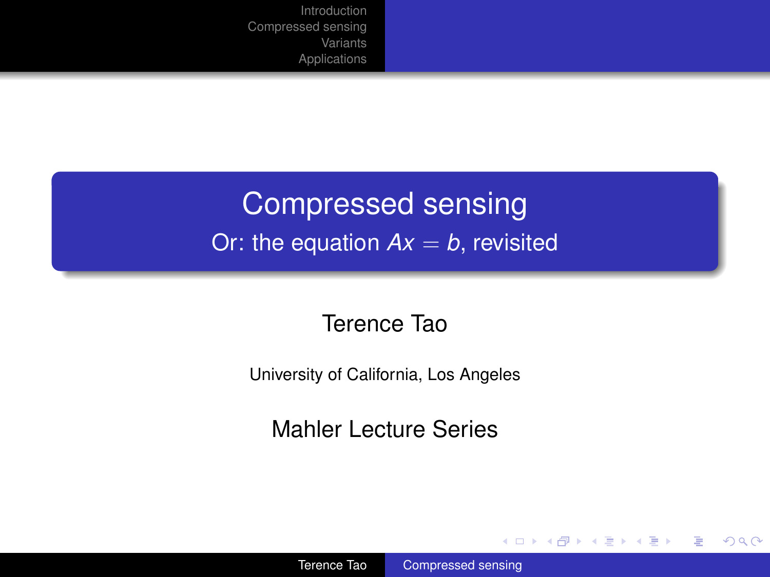# Compressed sensing

## Or: the equation $Ax = b$, revisited

Terence Tao

University of California, Los Angeles

Mahler Lecture Series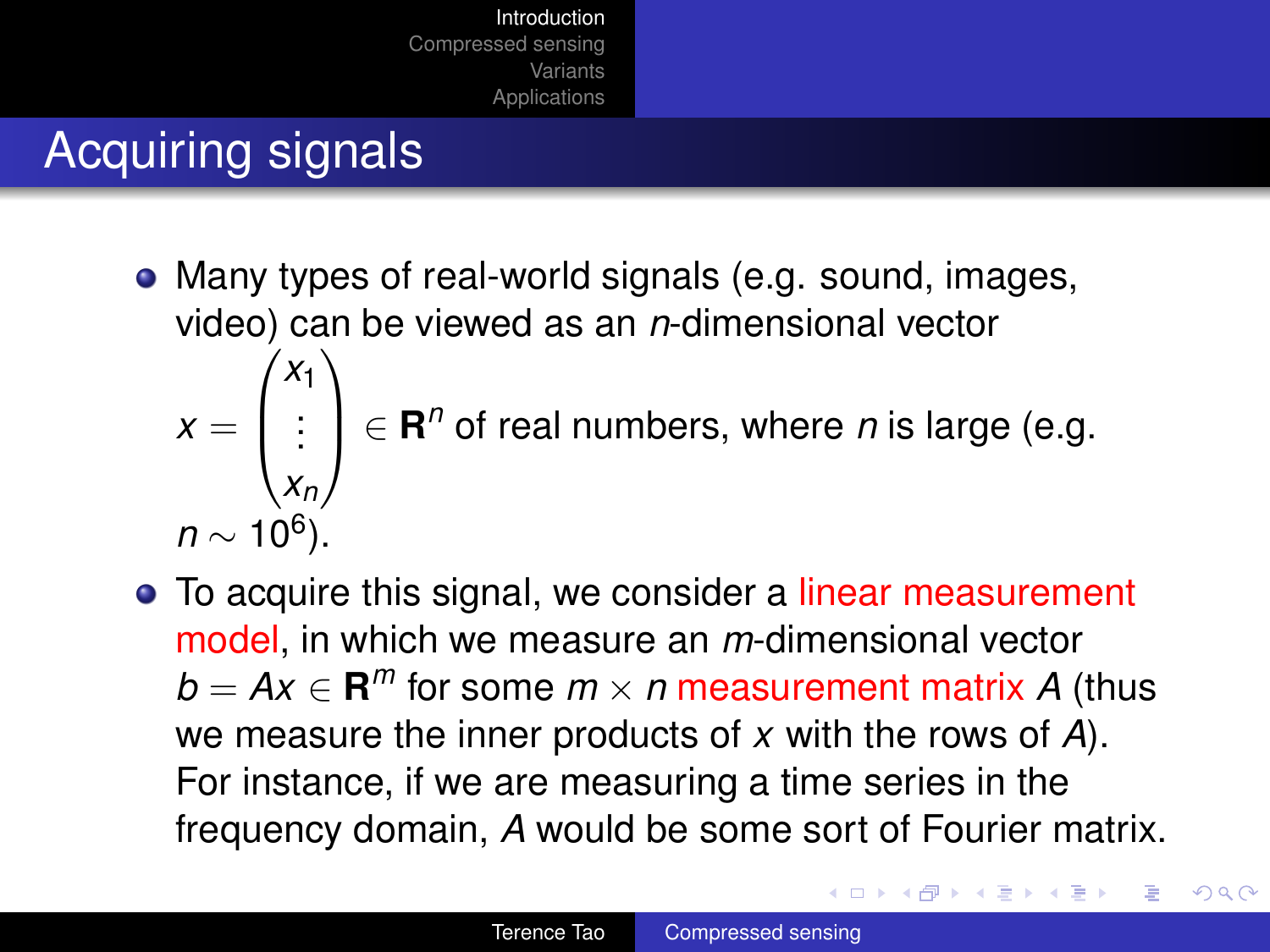# Acquiring signals

- Many types of real-world signals (e.g. sound, images, video) can be viewed as an $n$-dimensional vector $x = \begin{pmatrix} x_1 \\ \vdots \\ x_n \end{pmatrix} \in \mathbf{R}^n$ of real numbers, where $n$ is large (e.g. $n \sim 10^6$).
- To acquire this signal, we consider a linear measurement model, in which we measure an $m$-dimensional vector $b = Ax \in \mathbf{R}^m$ for some $m \times n$ measurement matrix $A$ (thus we measure the inner products of $x$ with the rows of $A$). For instance, if we are measuring a time series in the frequency domain, $A$ would be some sort of Fourier matrix.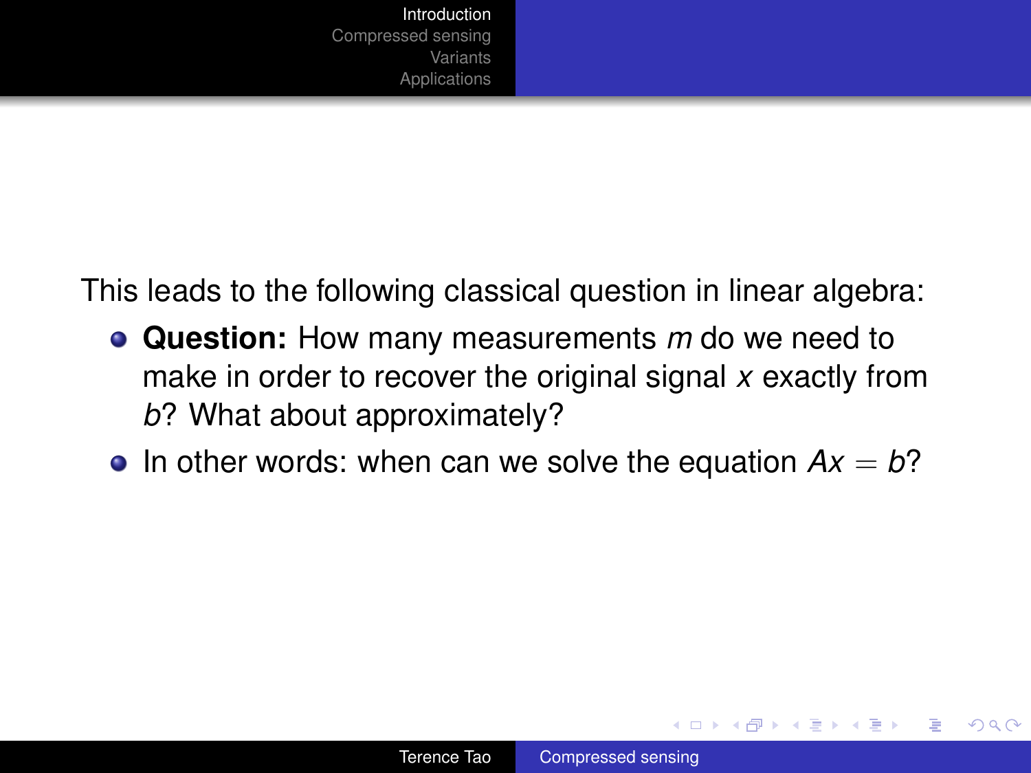This leads to the following classical question in linear algebra:

- **Question:** How many measurements $m$ do we need to make in order to recover the original signal $x$ exactly from $b$? What about approximately?
- In other words: when can we solve the equation $Ax = b$?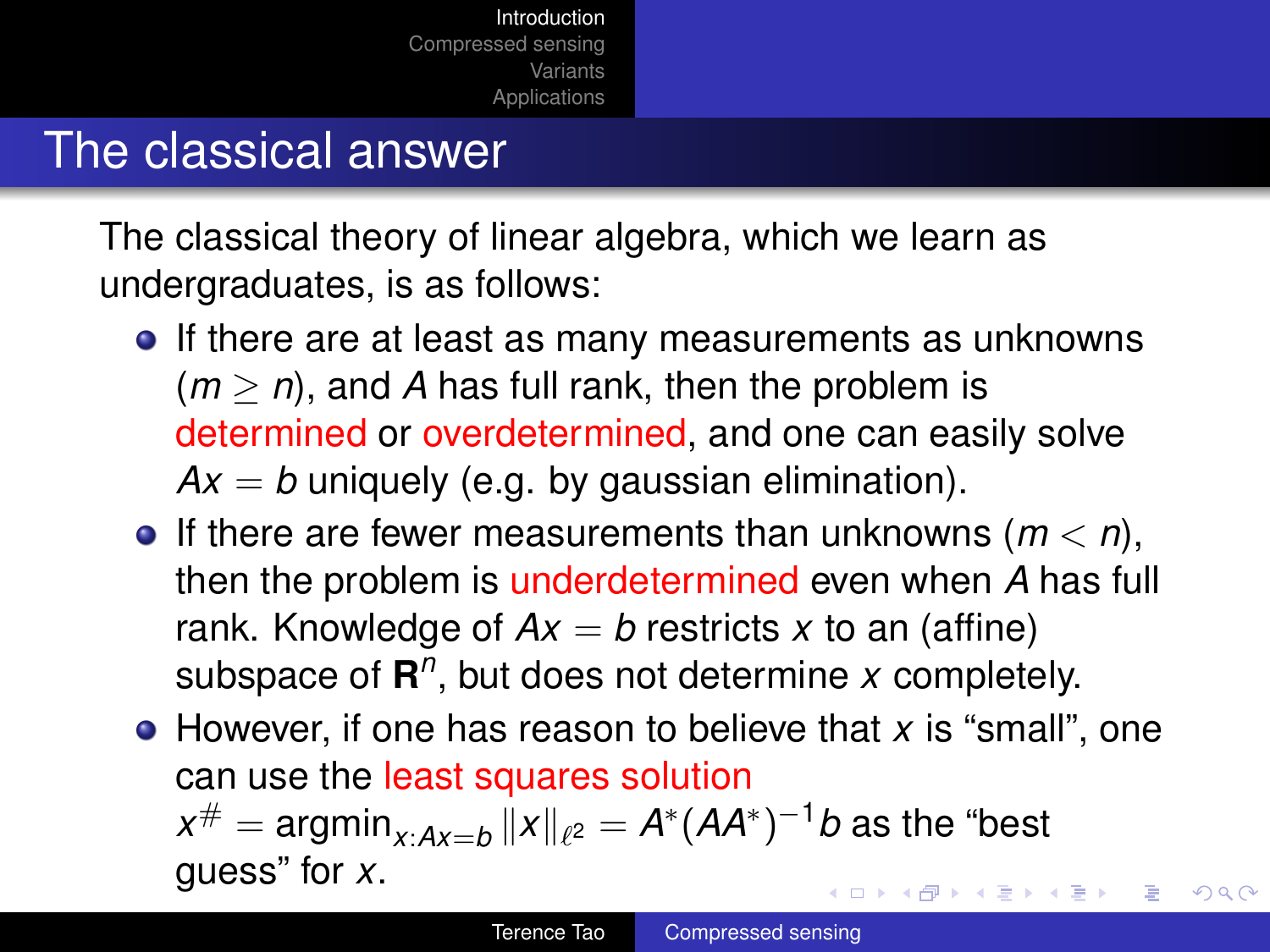# The classical answer

The classical theory of linear algebra, which we learn as undergraduates, is as follows:

- If there are at least as many measurements as unknowns ($m \geq n$), and $A$ has full rank, then the problem is determined or overdetermined, and one can easily solve $Ax = b$ uniquely (e.g. by gaussian elimination).
- If there are fewer measurements than unknowns ($m < n$), then the problem is underdetermined even when $A$ has full rank. Knowledge of $Ax = b$ restricts $x$ to an (affine) subspace of $\mathbf{R}^n$, but does not determine $x$ completely.
- However, if one has reason to believe that $x$ is "small", one can use the least squares solution $x^{\#} = \operatorname{argmin}_{x:Ax=b} \|x\|_{\ell^2} = A^*(AA^*)^{-1}b$ as the "best guess" for $x$.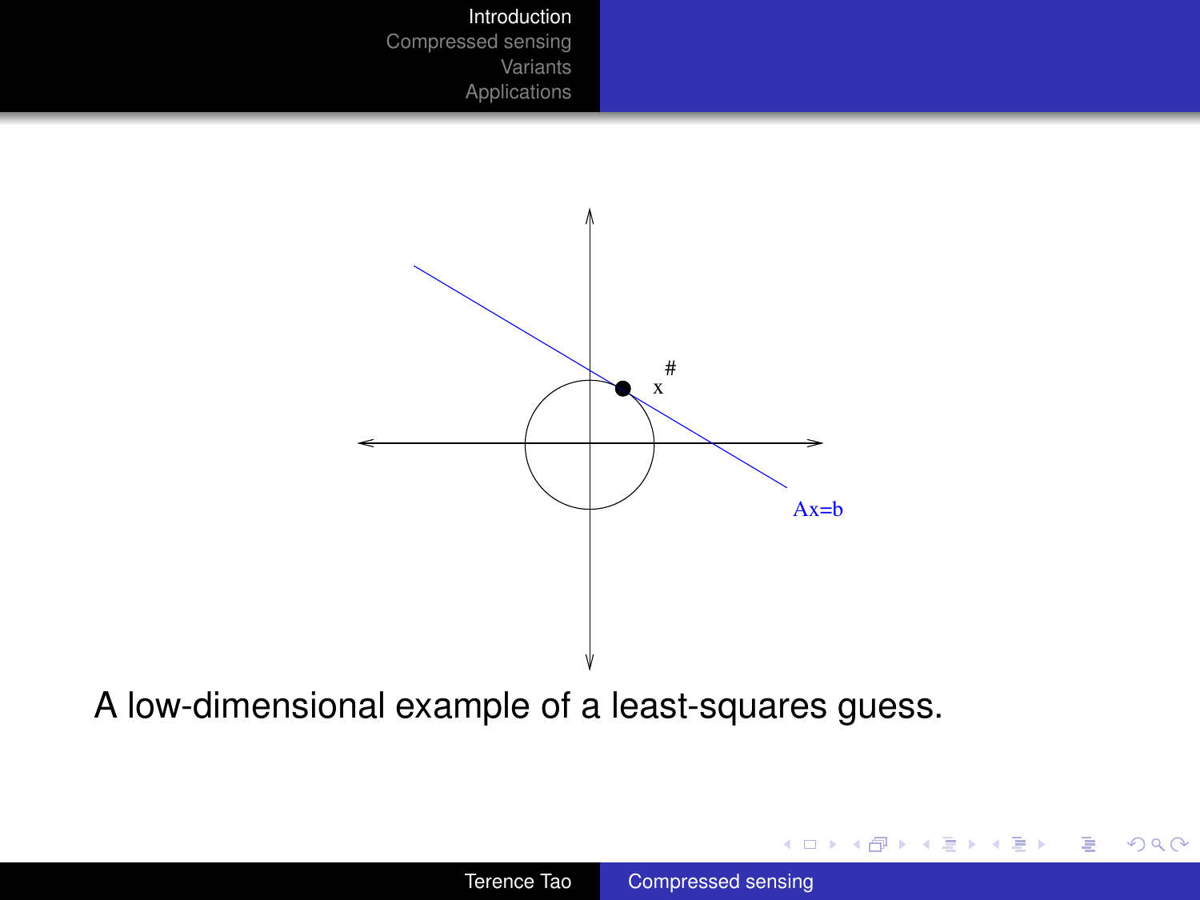A low-dimensional example of a least-squares guess.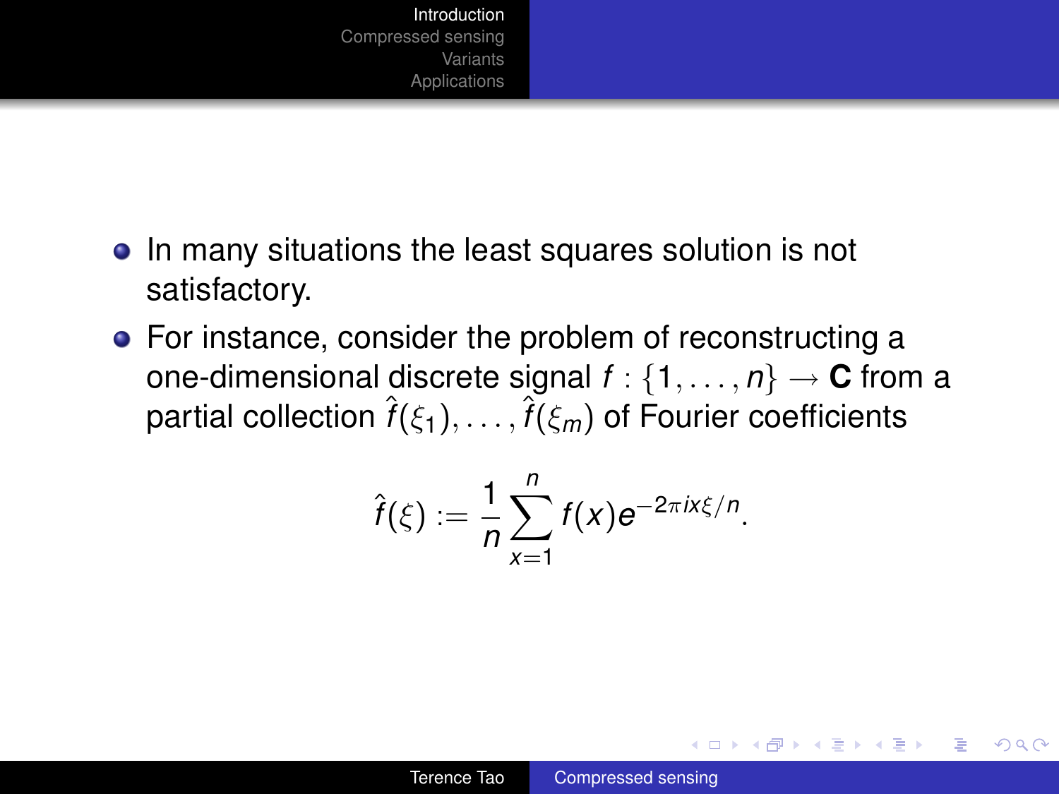- In many situations the least squares solution is not satisfactory.
- For instance, consider the problem of reconstructing a one-dimensional discrete signal $f : \{1, \ldots, n\} \to \mathbf{C}$ from a partial collection $\hat{f}(\xi_1), \ldots, \hat{f}(\xi_m)$ of Fourier coefficients

$$\hat{f}(\xi) := \frac{1}{n} \sum_{x=1}^{n} f(x) e^{-2\pi i x \xi / n}.$$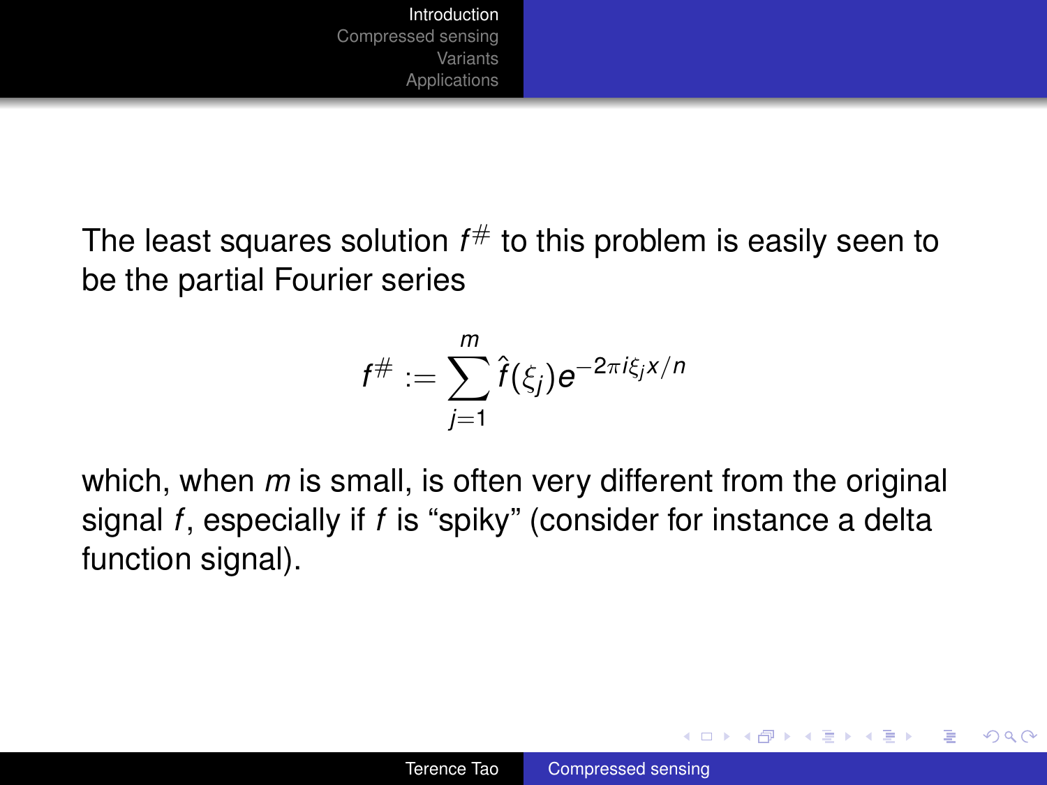The least squares solution $f^{\#}$ to this problem is easily seen to be the partial Fourier series

$$f^{\#} := \sum_{j=1}^{m} \hat{f}(\xi_j) e^{-2\pi i \xi_j x/n}$$

which, when $m$ is small, is often very different from the original signal $f$, especially if $f$ is "spiky" (consider for instance a delta function signal).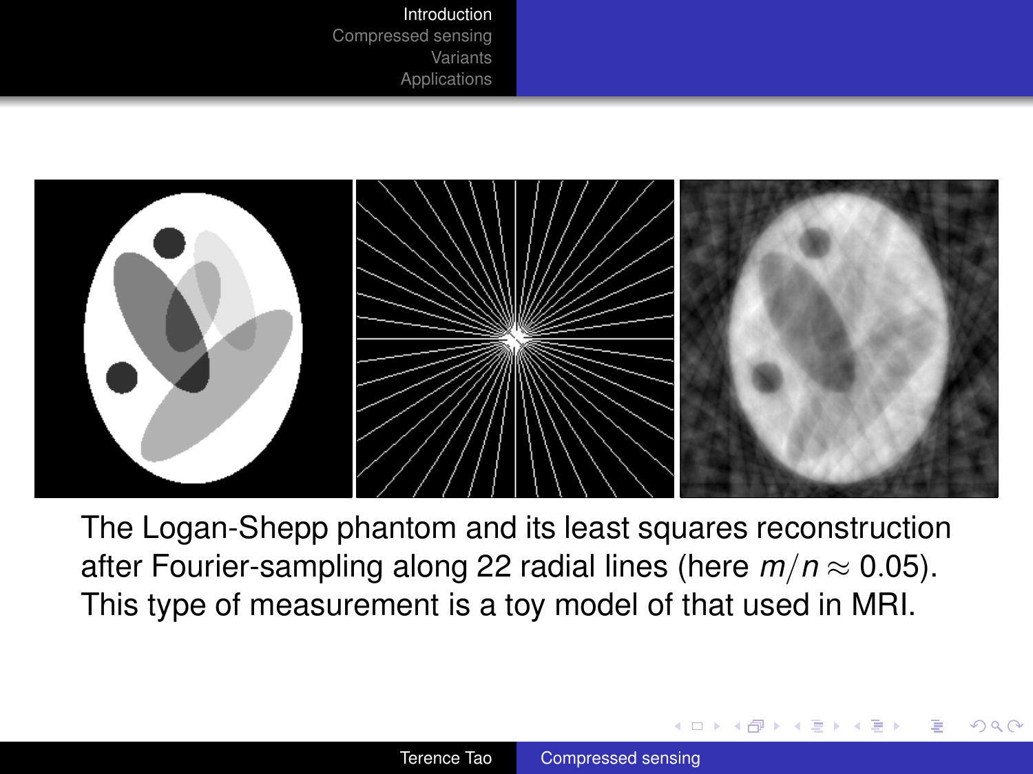The Logan-Shepp phantom and its least squares reconstruction after Fourier-sampling along 22 radial lines (here $m/n \approx 0.05$). This type of measurement is a toy model of that used in MRI.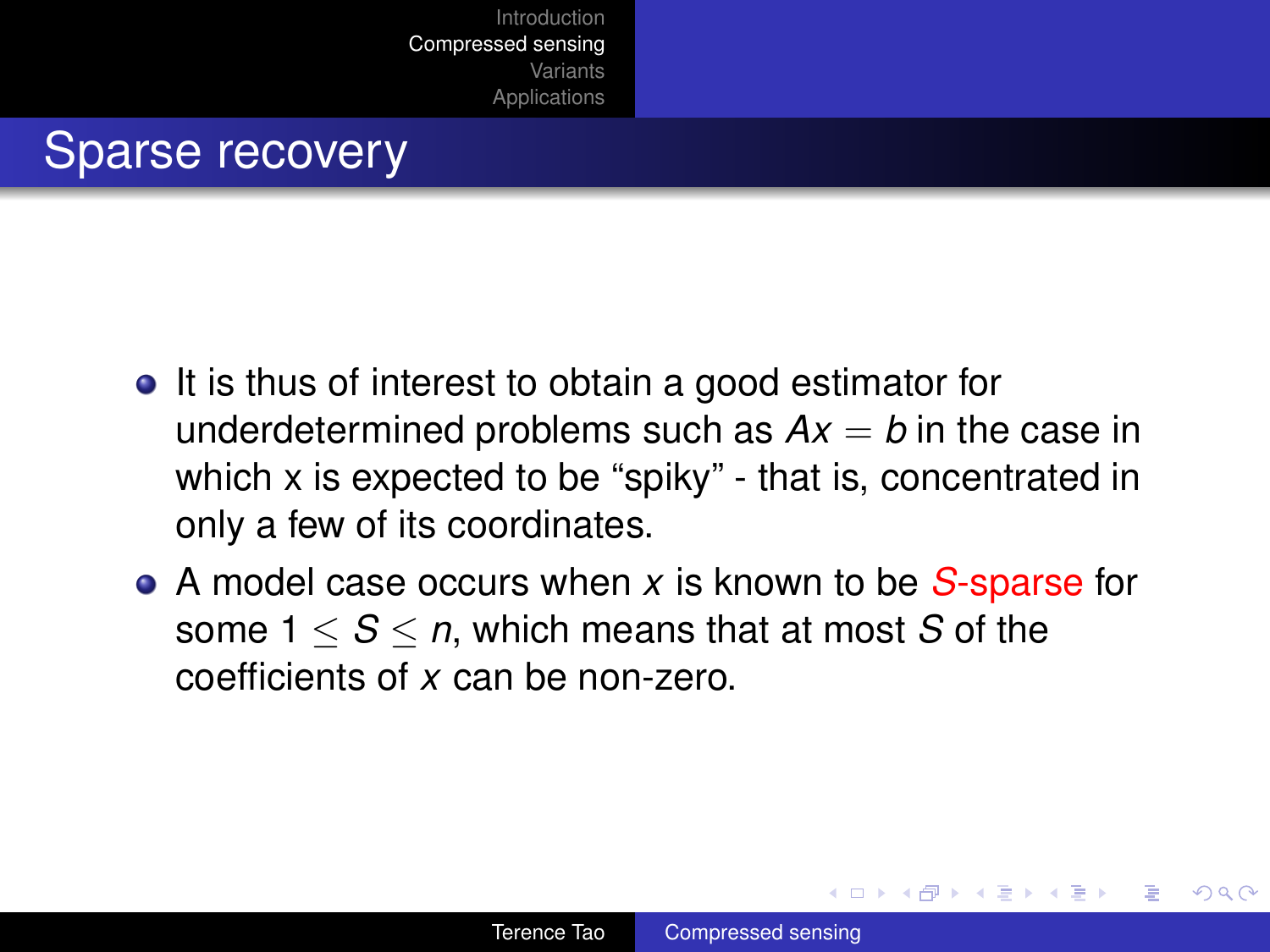# Sparse recovery

- It is thus of interest to obtain a good estimator for underdetermined problems such as $Ax = b$ in the case in which x is expected to be “spiky” - that is, concentrated in only a few of its coordinates.
- A model case occurs when $x$ is known to be $S$-sparse for some $1 \leq S \leq n$, which means that at most $S$ of the coefficients of $x$ can be non-zero.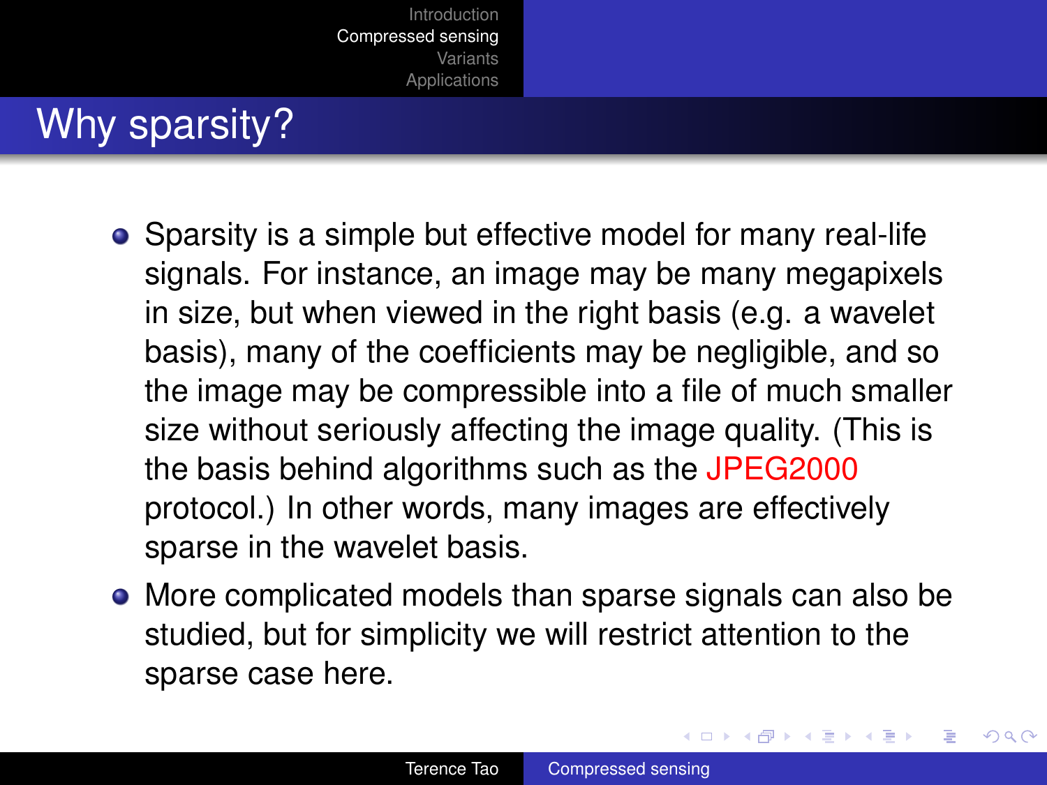# Why sparsity?

- Sparsity is a simple but effective model for many real-life signals. For instance, an image may be many megapixels in size, but when viewed in the right basis (e.g. a wavelet basis), many of the coefficients may be negligible, and so the image may be compressible into a file of much smaller size without seriously affecting the image quality. (This is the basis behind algorithms such as the JPEG2000 protocol.) In other words, many images are effectively sparse in the wavelet basis.
- More complicated models than sparse signals can also be studied, but for simplicity we will restrict attention to the sparse case here.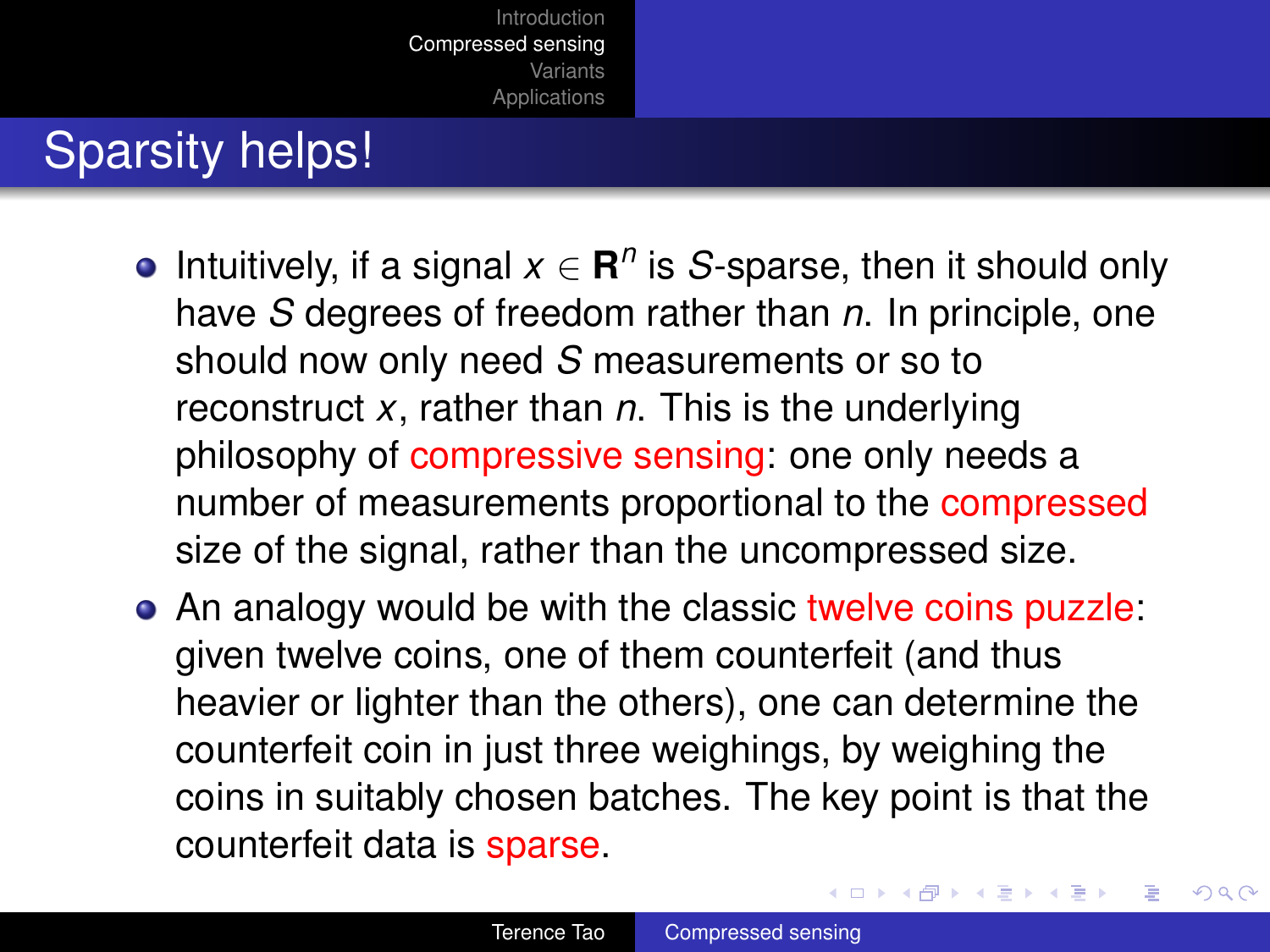# Sparsity helps!

- Intuitively, if a signal $x \in \mathbf{R}^n$ is $S$-sparse, then it should only have $S$ degrees of freedom rather than $n$. In principle, one should now only need $S$ measurements or so to reconstruct $x$, rather than $n$. This is the underlying philosophy of compressive sensing: one only needs a number of measurements proportional to the compressed size of the signal, rather than the uncompressed size.
- An analogy would be with the classic twelve coins puzzle: given twelve coins, one of them counterfeit (and thus heavier or lighter than the others), one can determine the counterfeit coin in just three weighings, by weighing the coins in suitably chosen batches. The key point is that the counterfeit data is sparse.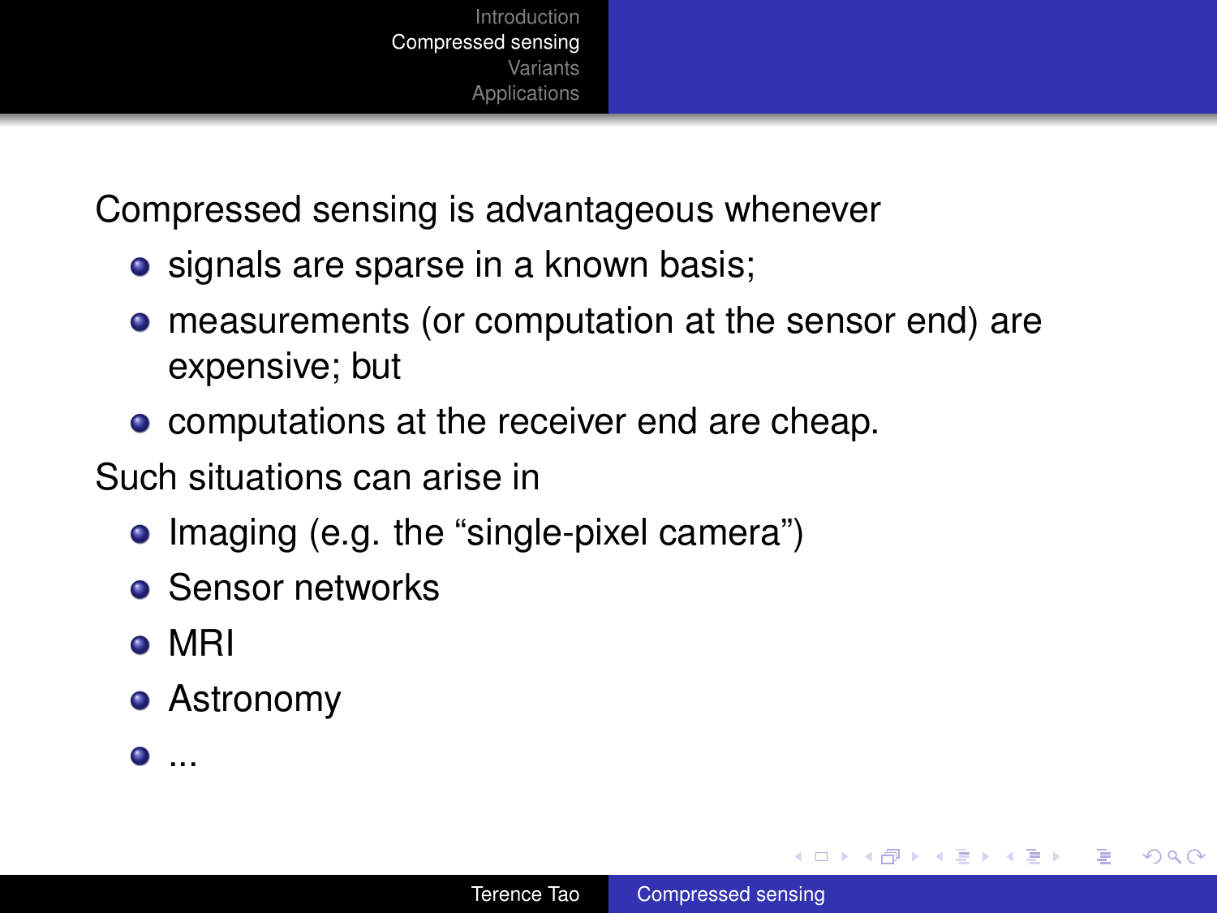Compressed sensing is advantageous whenever

- signals are sparse in a known basis;
- measurements (or computation at the sensor end) are expensive; but
- computations at the receiver end are cheap.

Such situations can arise in

- Imaging (e.g. the “single-pixel camera”)
- Sensor networks
- MRI
- Astronomy
- ...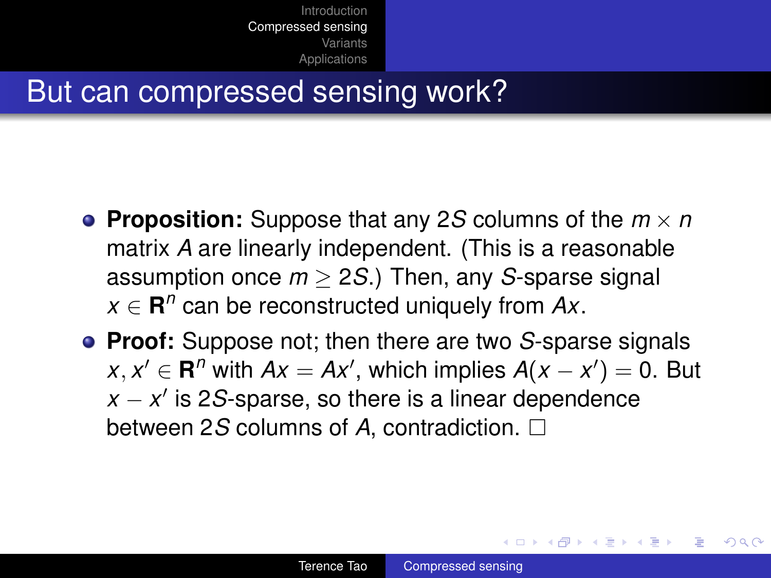# But can compressed sensing work?

- **Proposition:** Suppose that any $2S$ columns of the $m \times n$ matrix $A$ are linearly independent. (This is a reasonable assumption once $m \geq 2S$.) Then, any $S$-sparse signal $x \in \mathbf{R}^n$ can be reconstructed uniquely from $Ax$.
- **Proof:** Suppose not; then there are two $S$-sparse signals $x, x' \in \mathbf{R}^n$ with $Ax = Ax'$, which implies $A(x - x') = 0$. But $x - x'$ is $2S$-sparse, so there is a linear dependence between $2S$ columns of $A$, contradiction. $\square$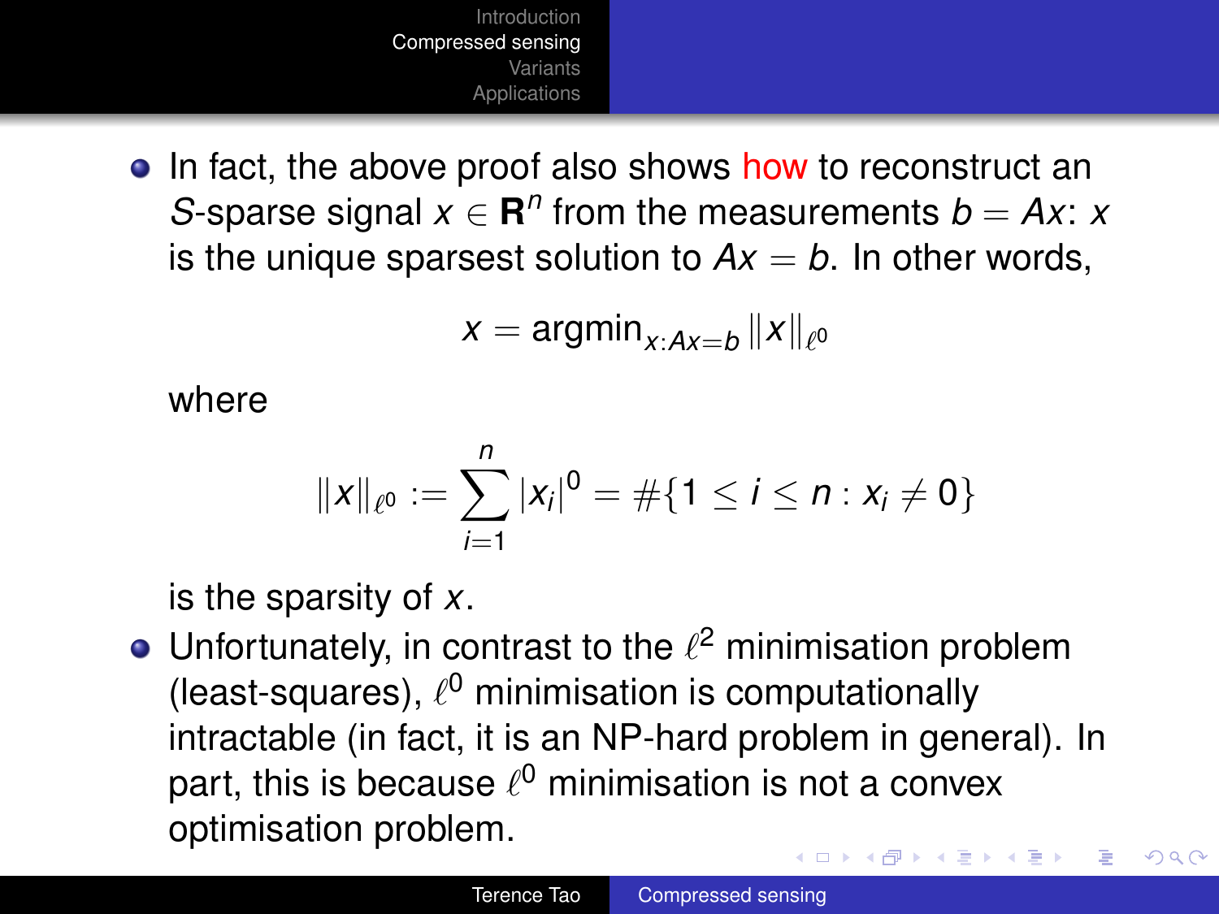- In fact, the above proof also shows how to reconstruct an $S$-sparse signal $x \in \mathbf{R}^n$ from the measurements $b = Ax$: $x$ is the unique sparsest solution to $Ax = b$. In other words,

$$x = \text{argmin}_{x:Ax=b} \|x\|_{\ell^0}$$

  where

$$\|x\|_{\ell^0} := \sum_{i=1}^{n} |x_i|^0 = \#\{1 \leq i \leq n : x_i \neq 0\}$$

  is the sparsity of $x$.

- Unfortunately, in contrast to the $\ell^2$ minimisation problem (least-squares), $\ell^0$ minimisation is computationally intractable (in fact, it is an NP-hard problem in general). In part, this is because $\ell^0$ minimisation is not a convex optimisation problem.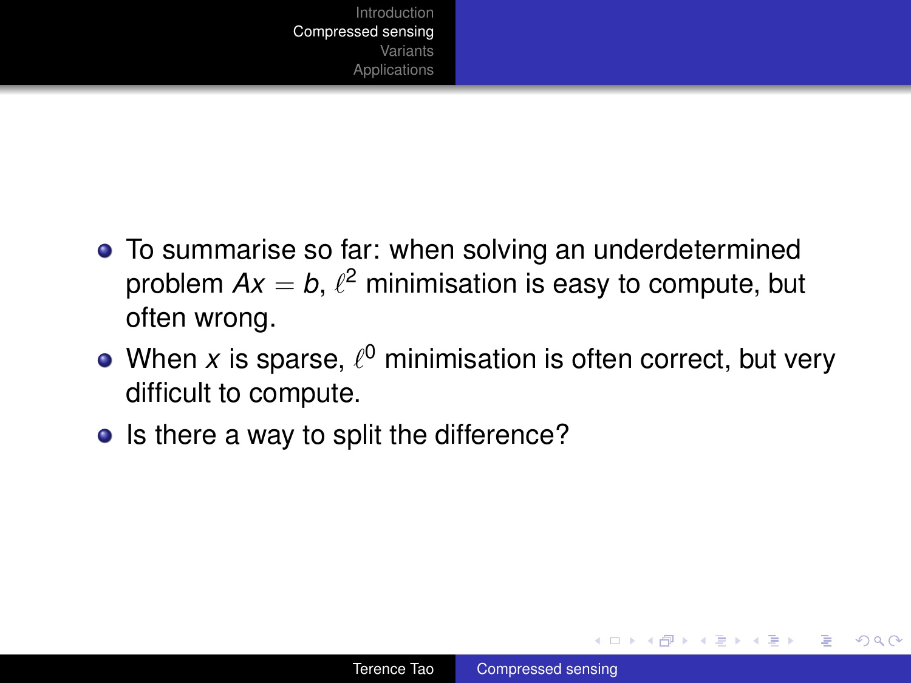- To summarise so far: when solving an underdetermined problem $Ax = b$, $\ell^2$ minimisation is easy to compute, but often wrong.
- When $x$ is sparse, $\ell^0$ minimisation is often correct, but very difficult to compute.
- Is there a way to split the difference?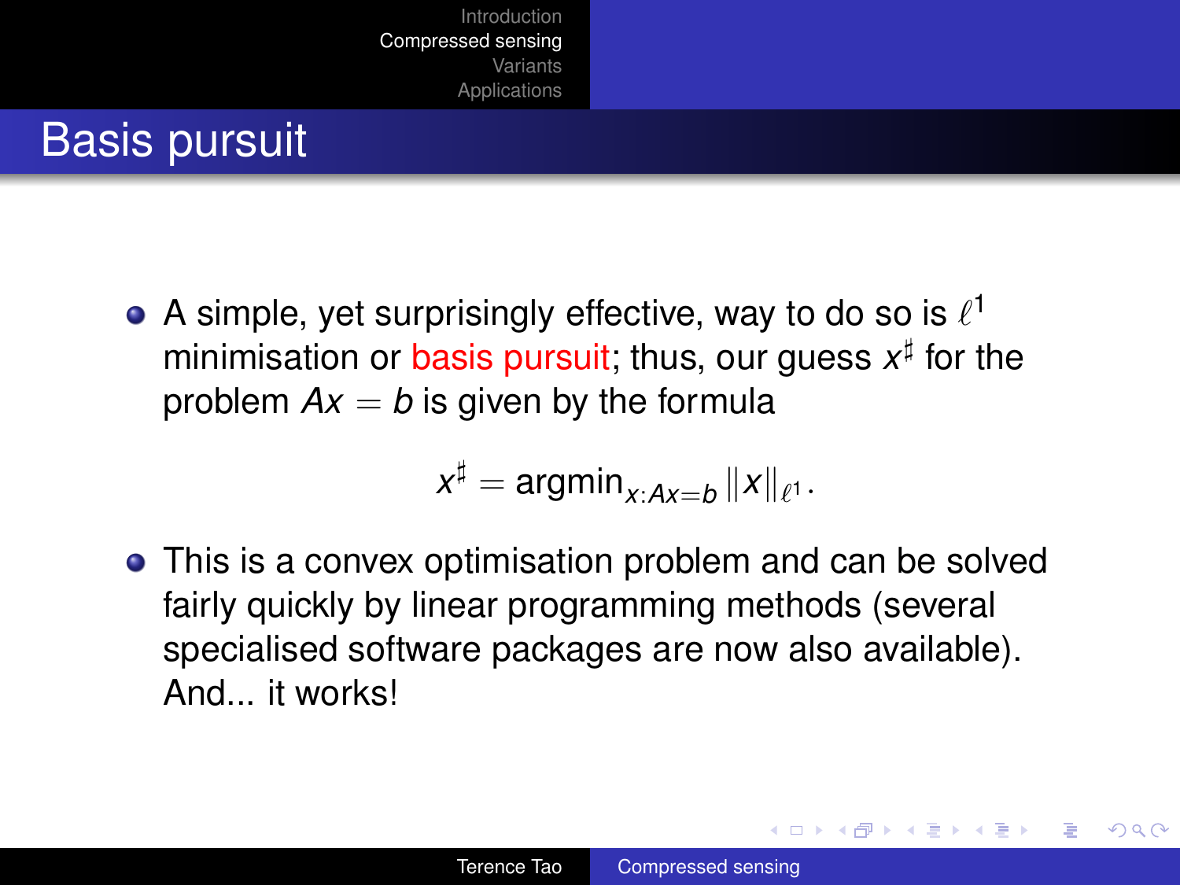# Basis pursuit

- A simple, yet surprisingly effective, way to do so is $\ell^1$ minimisation or basis pursuit; thus, our guess $x^\sharp$ for the problem $Ax = b$ is given by the formula

$$x^\sharp = \operatorname{argmin}_{x:Ax=b} \|x\|_{\ell^1}.$$

- This is a convex optimisation problem and can be solved fairly quickly by linear programming methods (several specialised software packages are now also available). And... it works!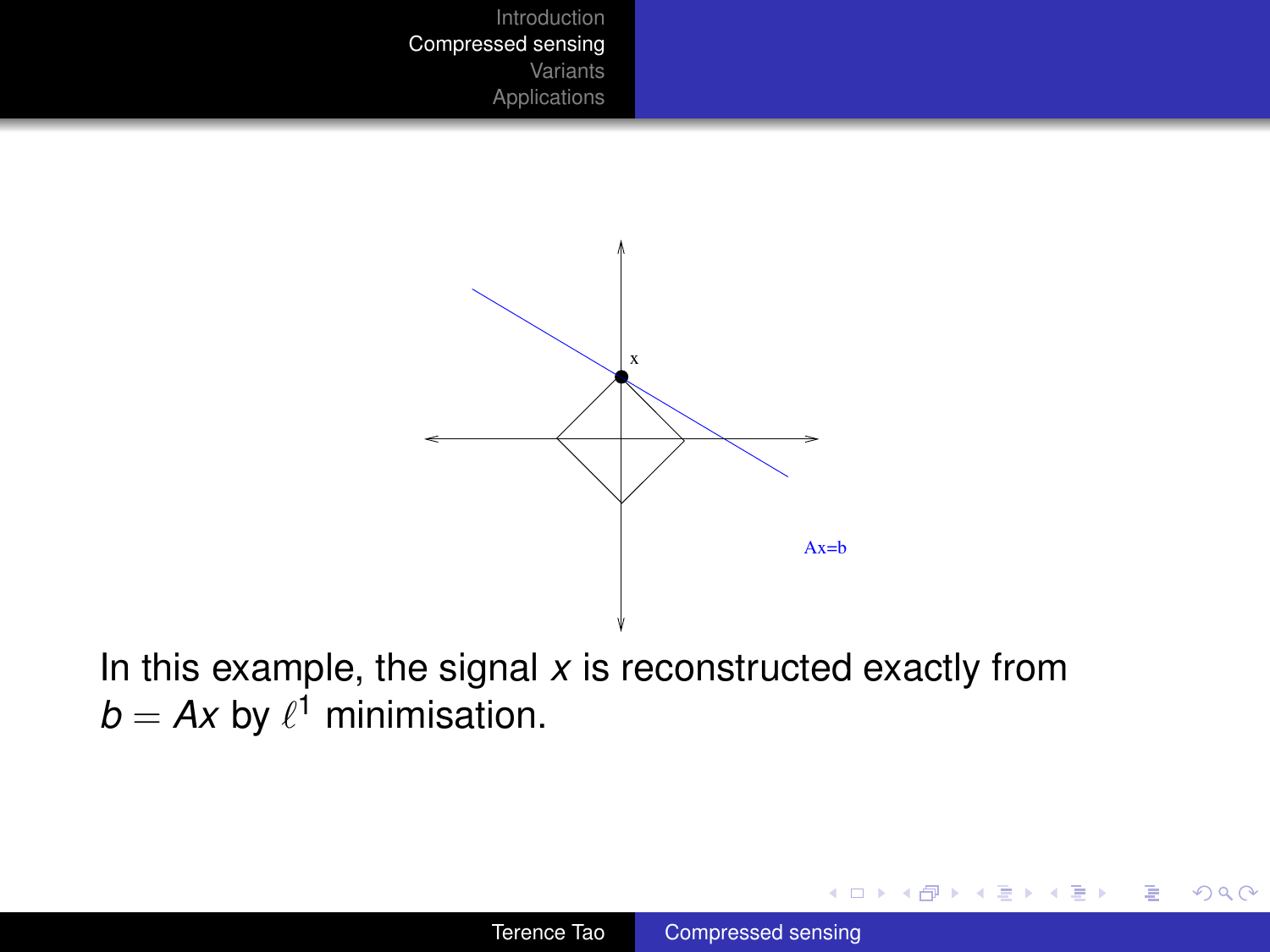x

Ax=b

In this example, the signal $x$ is reconstructed exactly from $b = Ax$ by $\ell^1$ minimisation.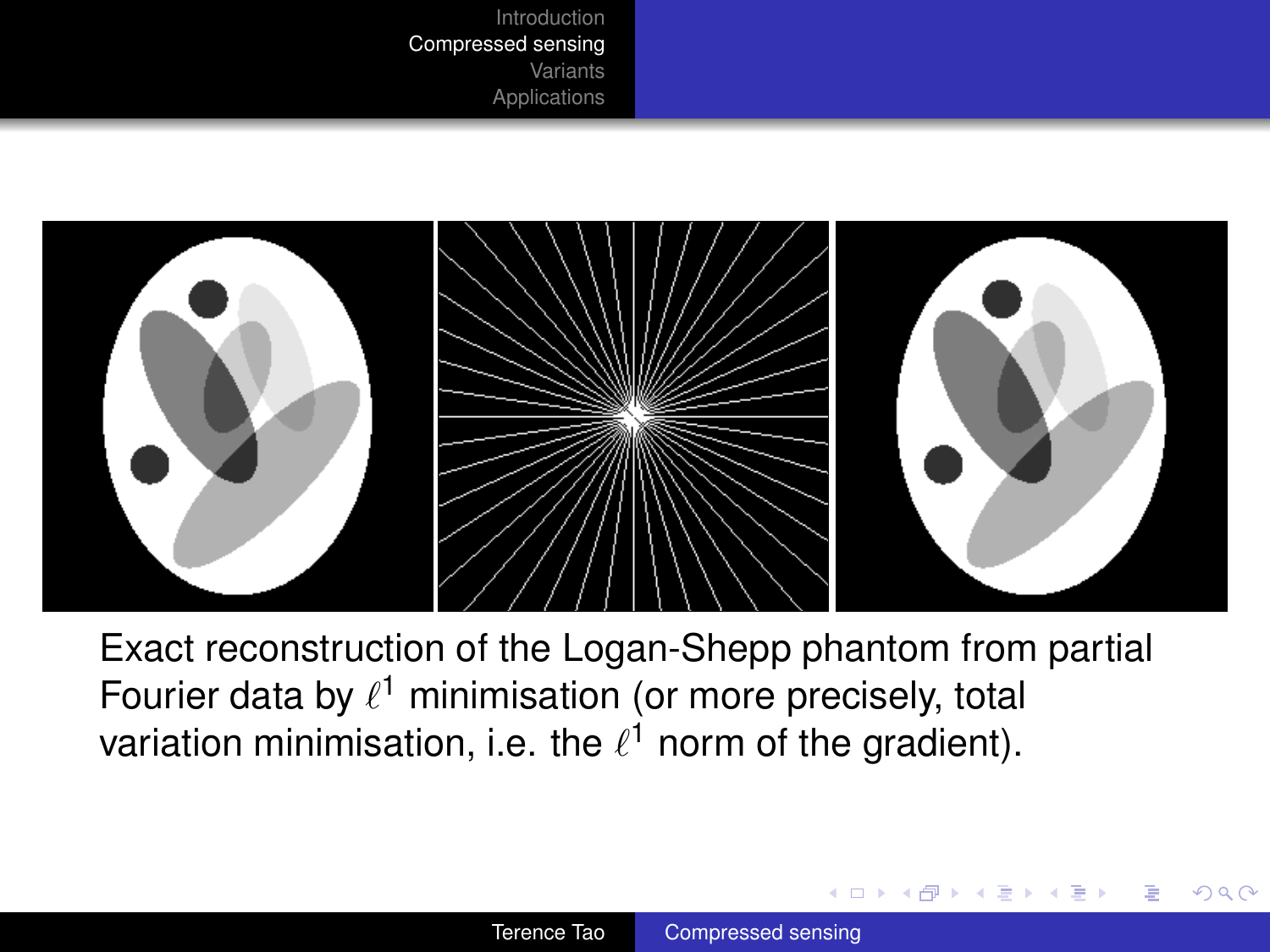Exact reconstruction of the Logan-Shepp phantom from partial Fourier data by $\ell^1$ minimisation (or more precisely, total variation minimisation, i.e. the $\ell^1$ norm of the gradient).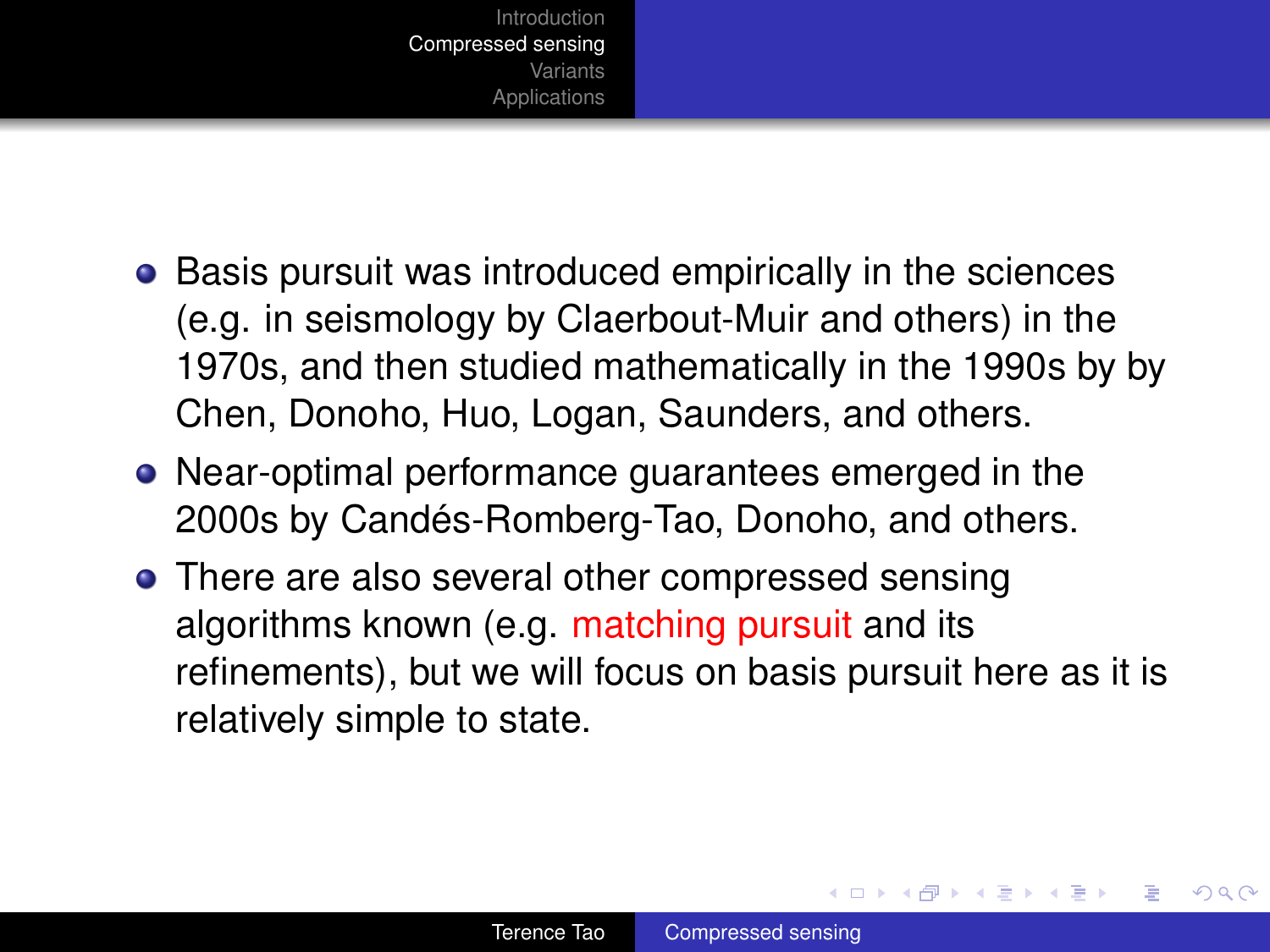- Basis pursuit was introduced empirically in the sciences (e.g. in seismology by Claerbout-Muir and others) in the 1970s, and then studied mathematically in the 1990s by by Chen, Donoho, Huo, Logan, Saunders, and others.
- Near-optimal performance guarantees emerged in the 2000s by Candés-Romberg-Tao, Donoho, and others.
- There are also several other compressed sensing algorithms known (e.g. matching pursuit and its refinements), but we will focus on basis pursuit here as it is relatively simple to state.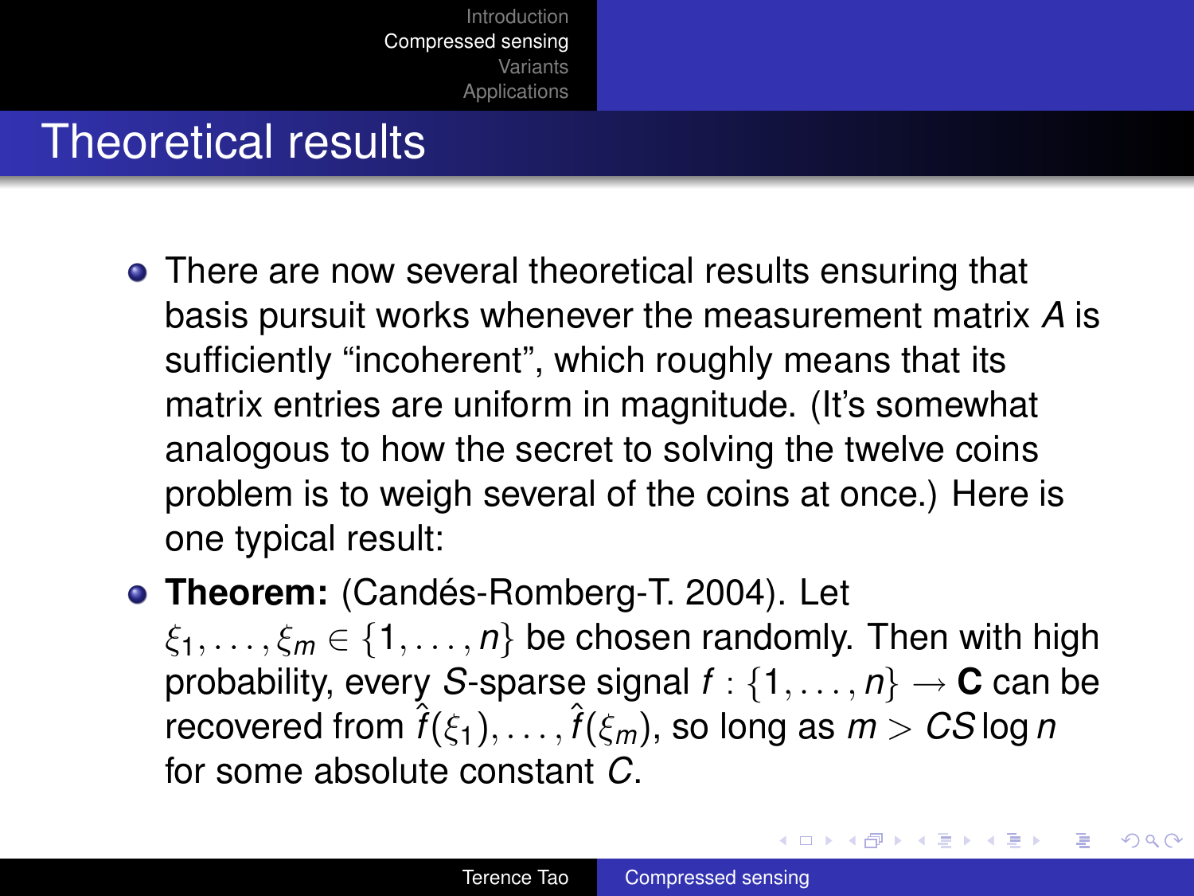# Theoretical results

- There are now several theoretical results ensuring that basis pursuit works whenever the measurement matrix $A$ is sufficiently "incoherent", which roughly means that its matrix entries are uniform in magnitude. (It's somewhat analogous to how the secret to solving the twelve coins problem is to weigh several of the coins at once.) Here is one typical result:
- **Theorem:** (Candés-Romberg-T. 2004). Let $\xi_1, \ldots, \xi_m \in \{1, \ldots, n\}$ be chosen randomly. Then with high probability, every $S$-sparse signal $f : \{1, \ldots, n\} \to \mathbf{C}$ can be recovered from $\hat{f}(\xi_1), \ldots, \hat{f}(\xi_m)$, so long as $m > CS \log n$ for some absolute constant $C$.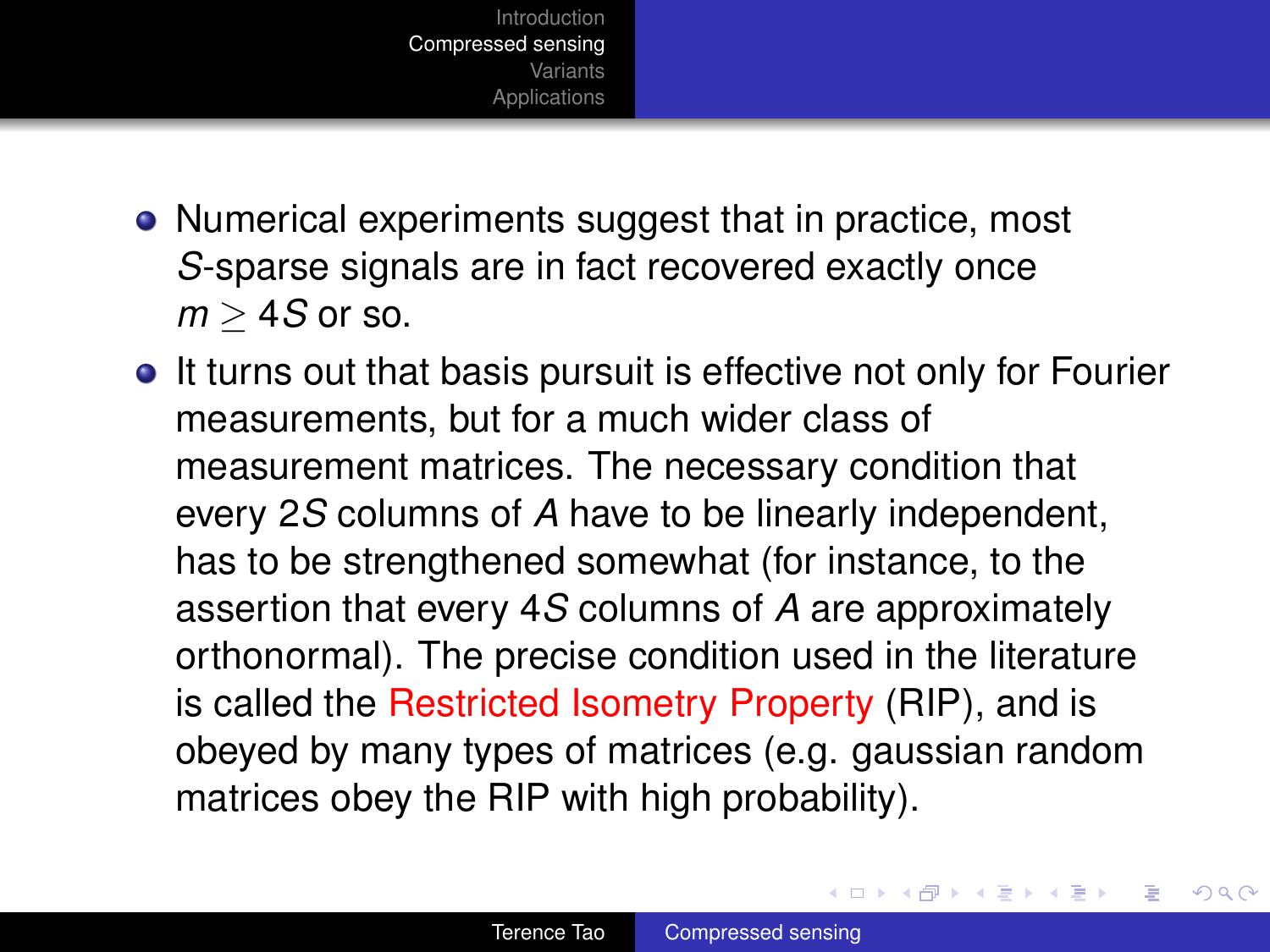- Numerical experiments suggest that in practice, most $S$-sparse signals are in fact recovered exactly once $m \geq 4S$ or so.
- It turns out that basis pursuit is effective not only for Fourier measurements, but for a much wider class of measurement matrices. The necessary condition that every $2S$ columns of $A$ have to be linearly independent, has to be strengthened somewhat (for instance, to the assertion that every $4S$ columns of $A$ are approximately orthonormal). The precise condition used in the literature is called the Restricted Isometry Property (RIP), and is obeyed by many types of matrices (e.g. gaussian random matrices obey the RIP with high probability).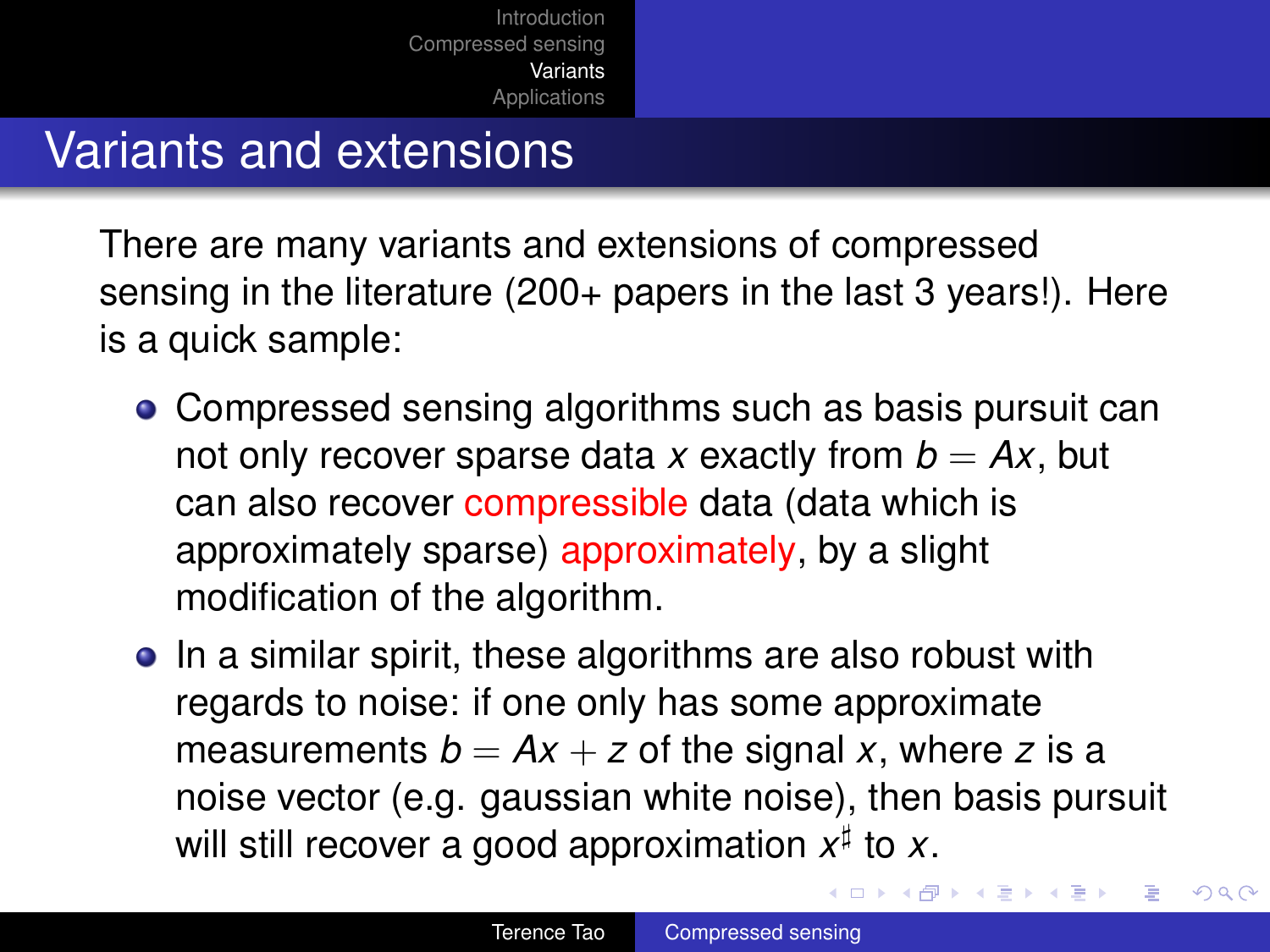# Variants and extensions

There are many variants and extensions of compressed sensing in the literature (200+ papers in the last 3 years!). Here is a quick sample:

- Compressed sensing algorithms such as basis pursuit can not only recover sparse data $x$ exactly from $b = Ax$, but can also recover compressible data (data which is approximately sparse) approximately, by a slight modification of the algorithm.
- In a similar spirit, these algorithms are also robust with regards to noise: if one only has some approximate measurements $b = Ax + z$ of the signal $x$, where $z$ is a noise vector (e.g. gaussian white noise), then basis pursuit will still recover a good approximation $x^\sharp$ to $x$.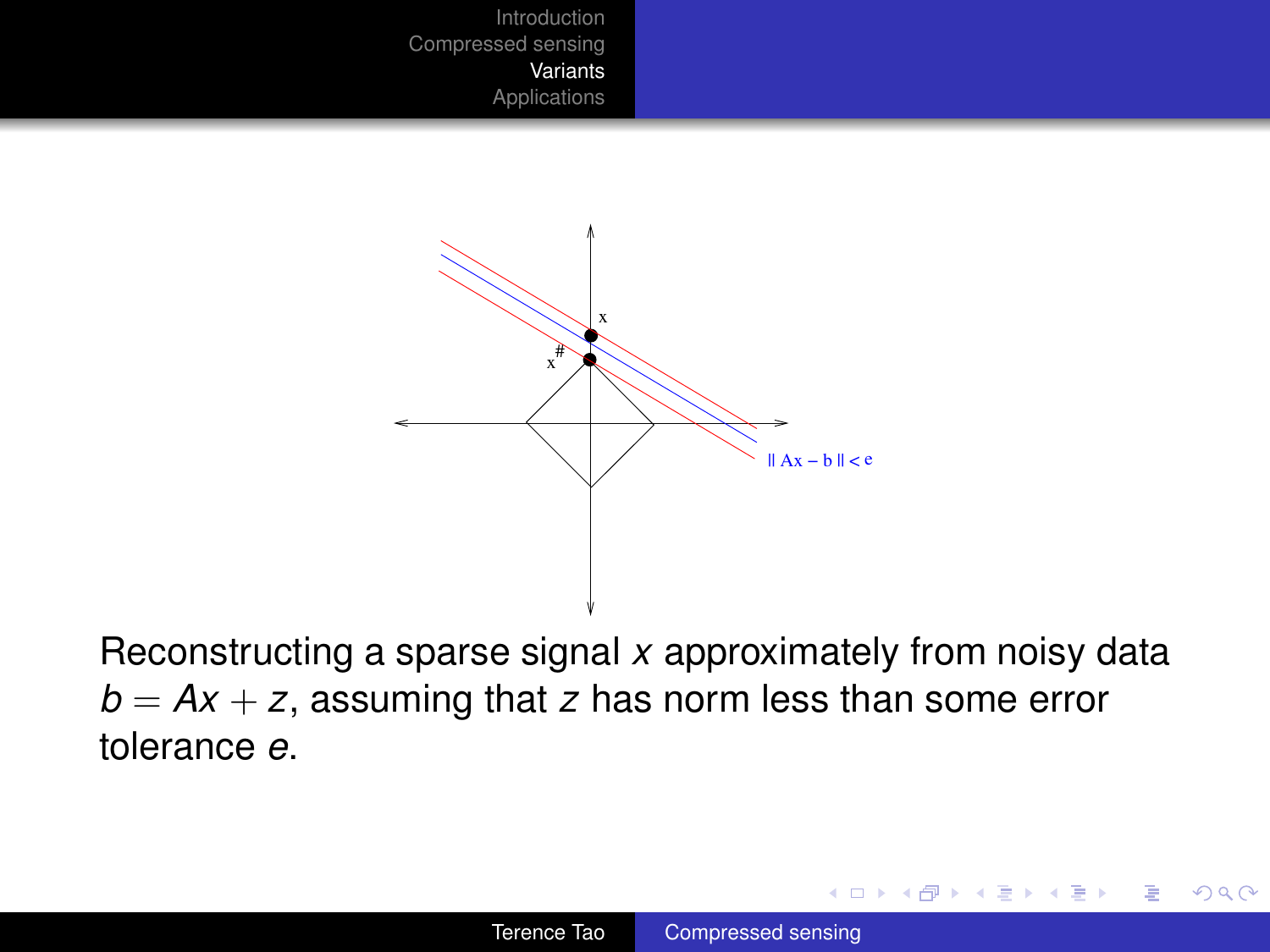Reconstructing a sparse signal $x$ approximately from noisy data $b = Ax + z$, assuming that $z$ has norm less than some error tolerance $e$.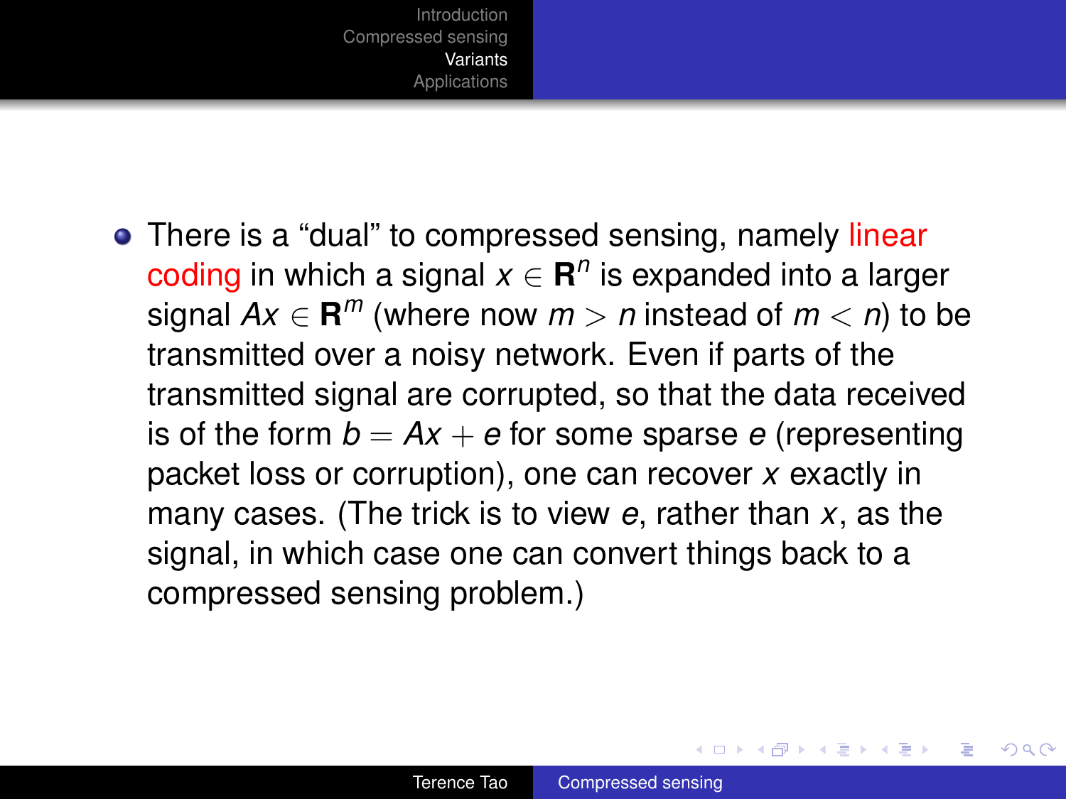- There is a “dual” to compressed sensing, namely linear coding in which a signal $x \in \mathbf{R}^n$ is expanded into a larger signal $Ax \in \mathbf{R}^m$ (where now $m > n$ instead of $m < n$) to be transmitted over a noisy network. Even if parts of the transmitted signal are corrupted, so that the data received is of the form $b = Ax + e$ for some sparse $e$ (representing packet loss or corruption), one can recover $x$ exactly in many cases. (The trick is to view $e$, rather than $x$, as the signal, in which case one can convert things back to a compressed sensing problem.)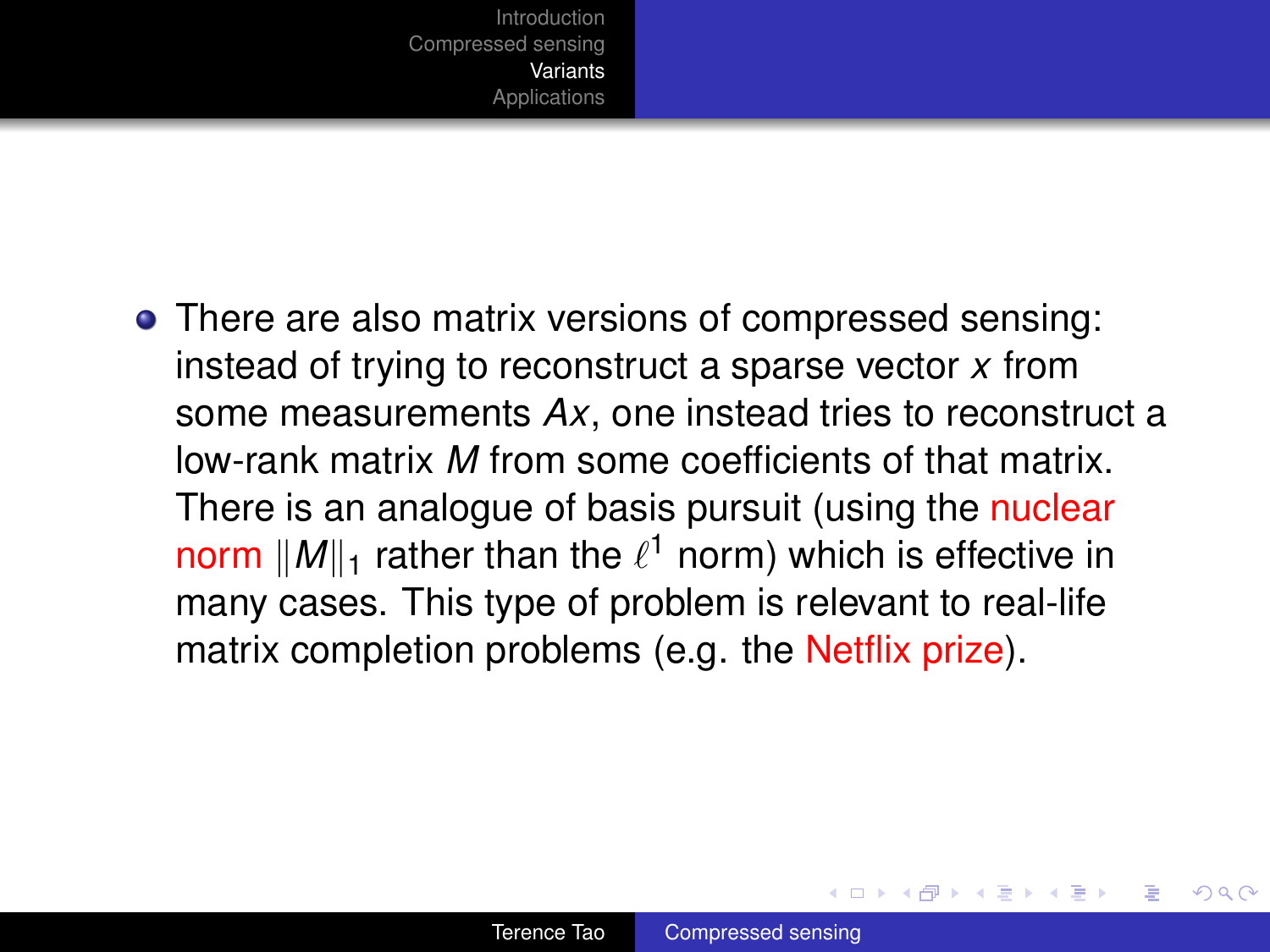- There are also matrix versions of compressed sensing: instead of trying to reconstruct a sparse vector $x$ from some measurements $Ax$, one instead tries to reconstruct a low-rank matrix $M$ from some coefficients of that matrix. There is an analogue of basis pursuit (using the nuclear norm $\|M\|_1$ rather than the $\ell^1$ norm) which is effective in many cases. This type of problem is relevant to real-life matrix completion problems (e.g. the Netflix prize).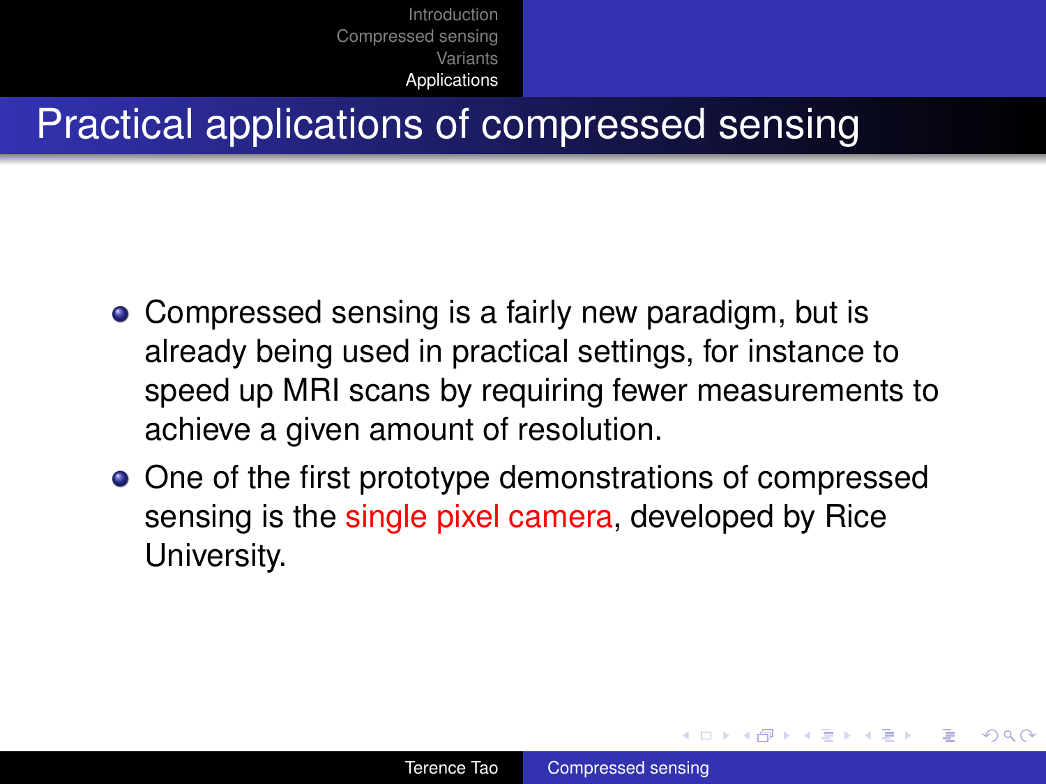# Practical applications of compressed sensing

- Compressed sensing is a fairly new paradigm, but is already being used in practical settings, for instance to speed up MRI scans by requiring fewer measurements to achieve a given amount of resolution.
- One of the first prototype demonstrations of compressed sensing is the single pixel camera, developed by Rice University.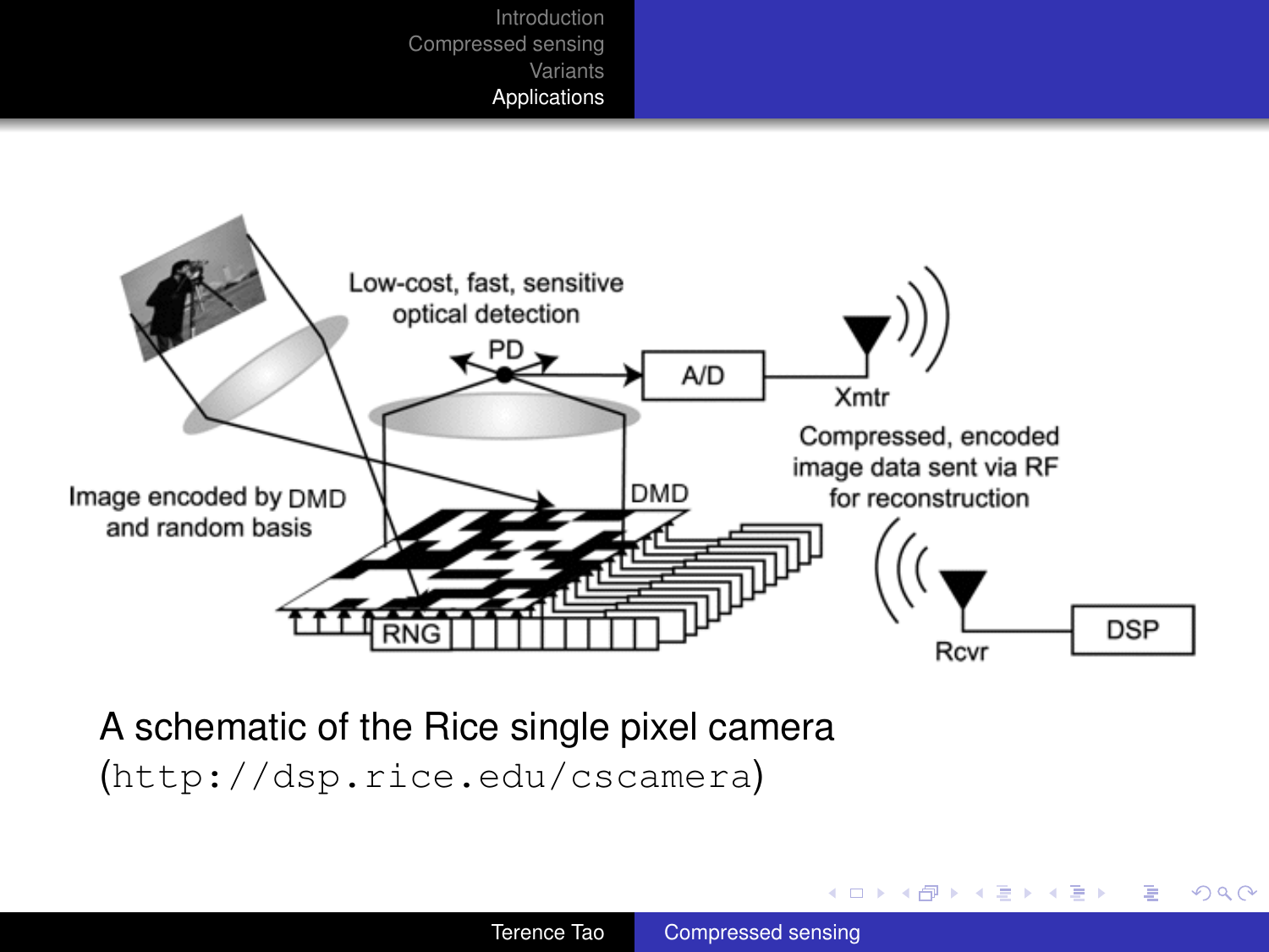A schematic of the Rice single pixel camera (http://dsp.rice.edu/cscamera)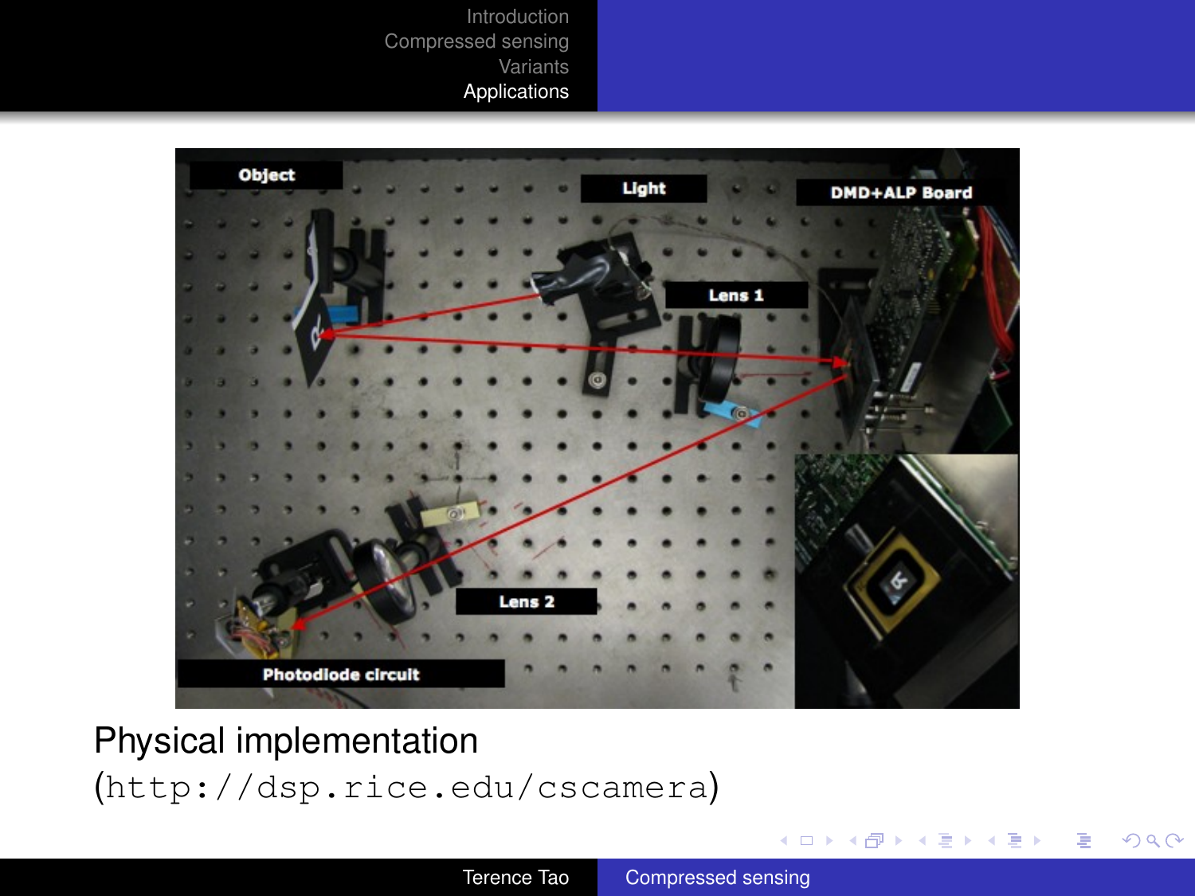Physical implementation (http://dsp.rice.edu/cscamera)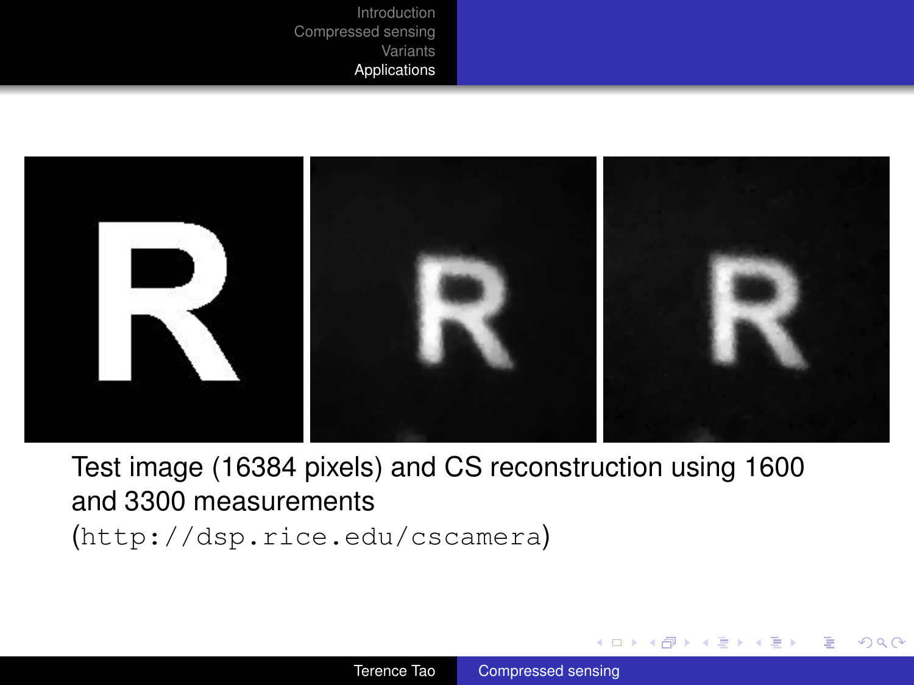Test image (16384 pixels) and CS reconstruction using 1600 and 3300 measurements (http://dsp.rice.edu/cscamera)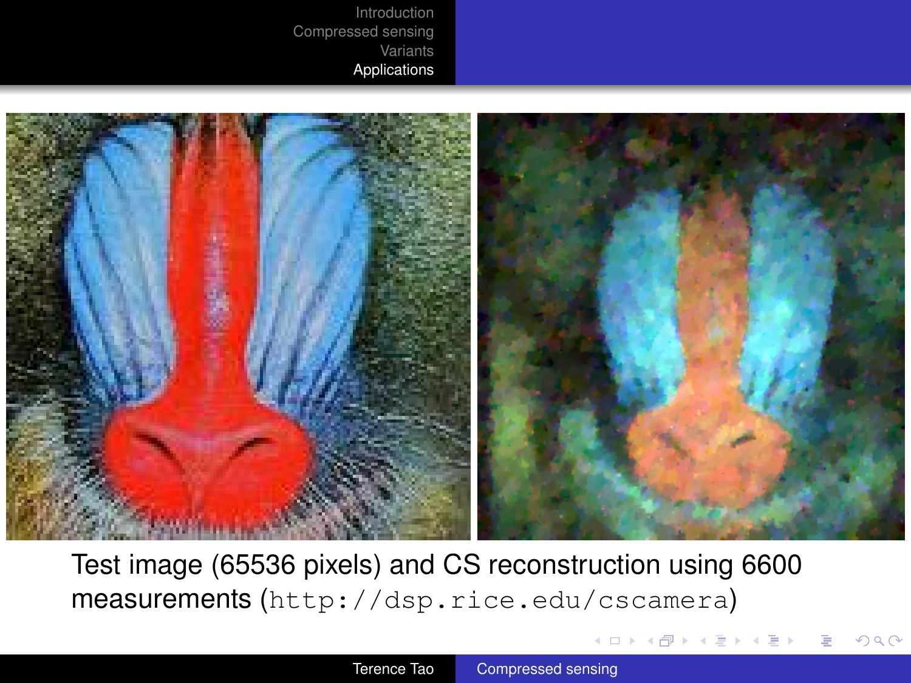Test image (65536 pixels) and CS reconstruction using 6600 measurements (`http://dsp.rice.edu/cscamera`)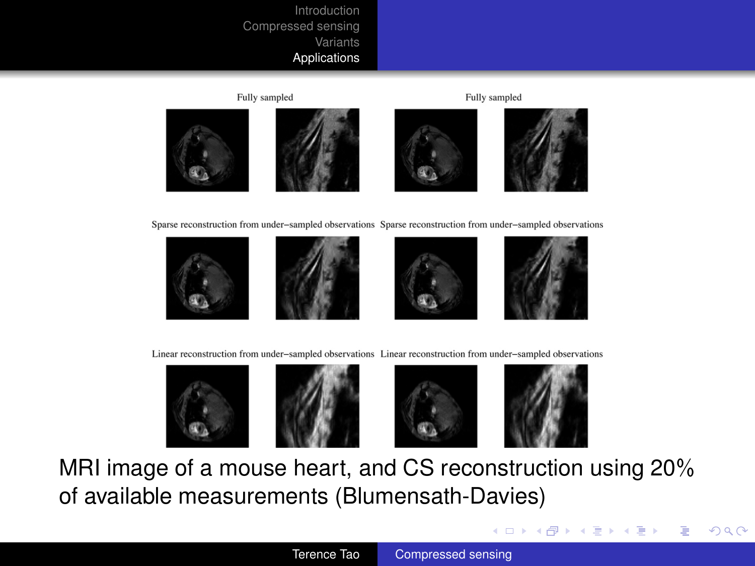Fully sampled

Fully sampled

Sparse reconstruction from under–sampled observations

Sparse reconstruction from under–sampled observations

Linear reconstruction from under–sampled observations

Linear reconstruction from under–sampled observations

MRI image of a mouse heart, and CS reconstruction using 20% of available measurements (Blumensath-Davies)